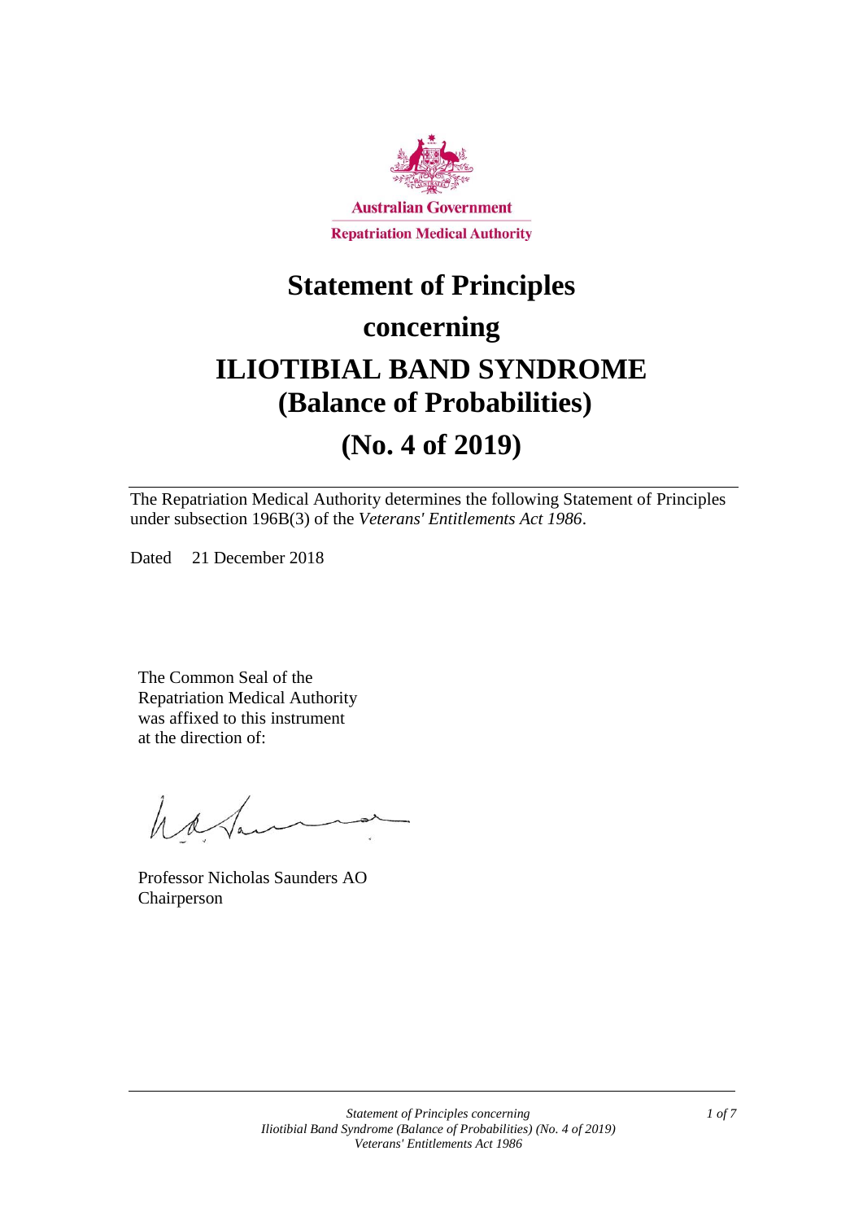Australian Government

Repatriation Medical Authority

# Statement of Principles

# concerning

# ILIOTIBIAL BAND SYNDROME (Balance of Probabilities)

# (No. 4 of 2019)

The Repatriation Medical Authority determines the following Statement of Principles under subsection 196B(3) of the *Veterans' Entitlements Act 1986*.

Dated 21 December 2018

The Common Seal of the Repatriation Medical Authority was affixed to this instrument at the direction of:

Professor Nicholas Saunders AO
Chairperson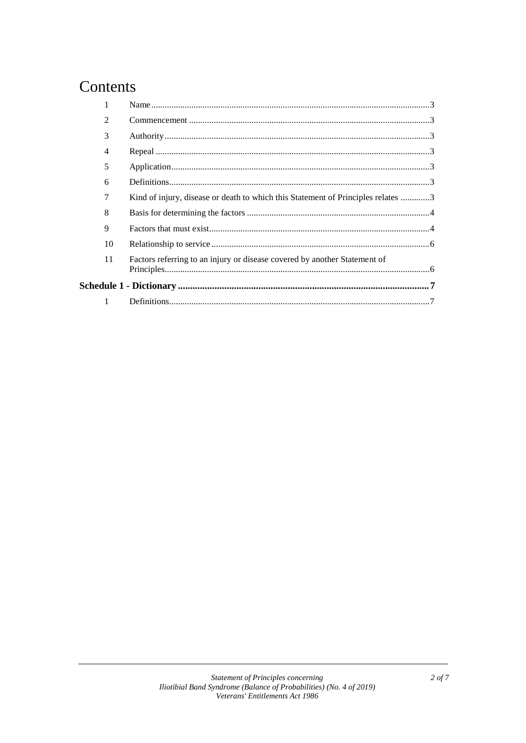# Contents

| | | |
|---|---|---|
| 1 | Name | 3 |
| 2 | Commencement | 3 |
| 3 | Authority | 3 |
| 4 | Repeal | 3 |
| 5 | Application | 3 |
| 6 | Definitions | 3 |
| 7 | Kind of injury, disease or death to which this Statement of Principles relates | 3 |
| 8 | Basis for determining the factors | 4 |
| 9 | Factors that must exist | 4 |
| 10 | Relationship to service | 6 |
| 11 | Factors referring to an injury or disease covered by another Statement of Principles | 6 |
| **Schedule 1 - Dictionary** | | **7** |
| 1 | Definitions | 7 |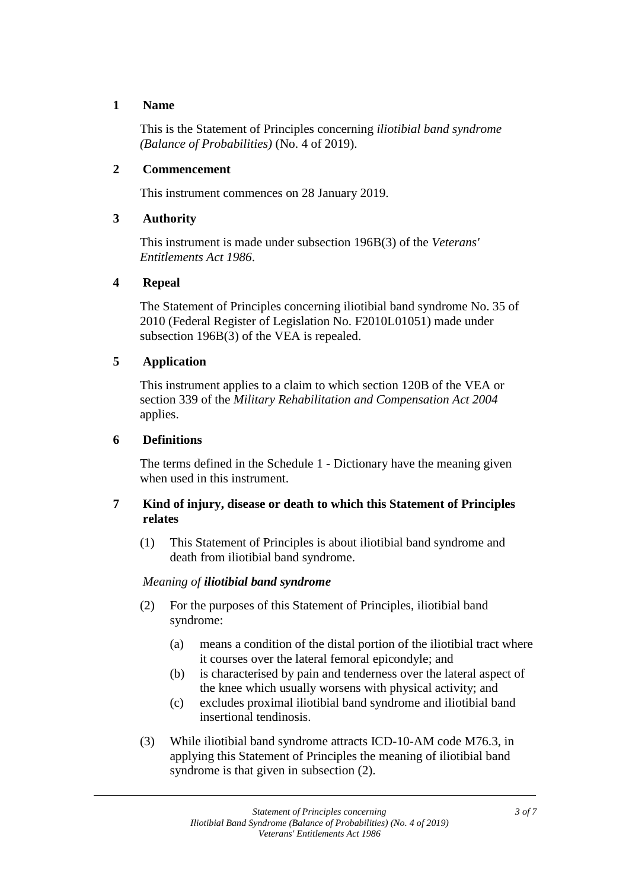## 1 Name

This is the Statement of Principles concerning *iliotibial band syndrome (Balance of Probabilities)* (No. 4 of 2019).

## 2 Commencement

This instrument commences on 28 January 2019.

## 3 Authority

This instrument is made under subsection 196B(3) of the *Veterans' Entitlements Act 1986*.

## 4 Repeal

The Statement of Principles concerning iliotibial band syndrome No. 35 of 2010 (Federal Register of Legislation No. F2010L01051) made under subsection 196B(3) of the VEA is repealed.

## 5 Application

This instrument applies to a claim to which section 120B of the VEA or section 339 of the *Military Rehabilitation and Compensation Act 2004* applies.

## 6 Definitions

The terms defined in the Schedule 1 - Dictionary have the meaning given when used in this instrument.

## 7 Kind of injury, disease or death to which this Statement of Principles relates

(1) This Statement of Principles is about iliotibial band syndrome and death from iliotibial band syndrome.

*Meaning of **iliotibial band syndrome***

(2) For the purposes of this Statement of Principles, iliotibial band syndrome:

- (a) means a condition of the distal portion of the iliotibial tract where it courses over the lateral femoral epicondyle; and
- (b) is characterised by pain and tenderness over the lateral aspect of the knee which usually worsens with physical activity; and
- (c) excludes proximal iliotibial band syndrome and iliotibial band insertional tendinosis.

(3) While iliotibial band syndrome attracts ICD-10-AM code M76.3, in applying this Statement of Principles the meaning of iliotibial band syndrome is that given in subsection (2).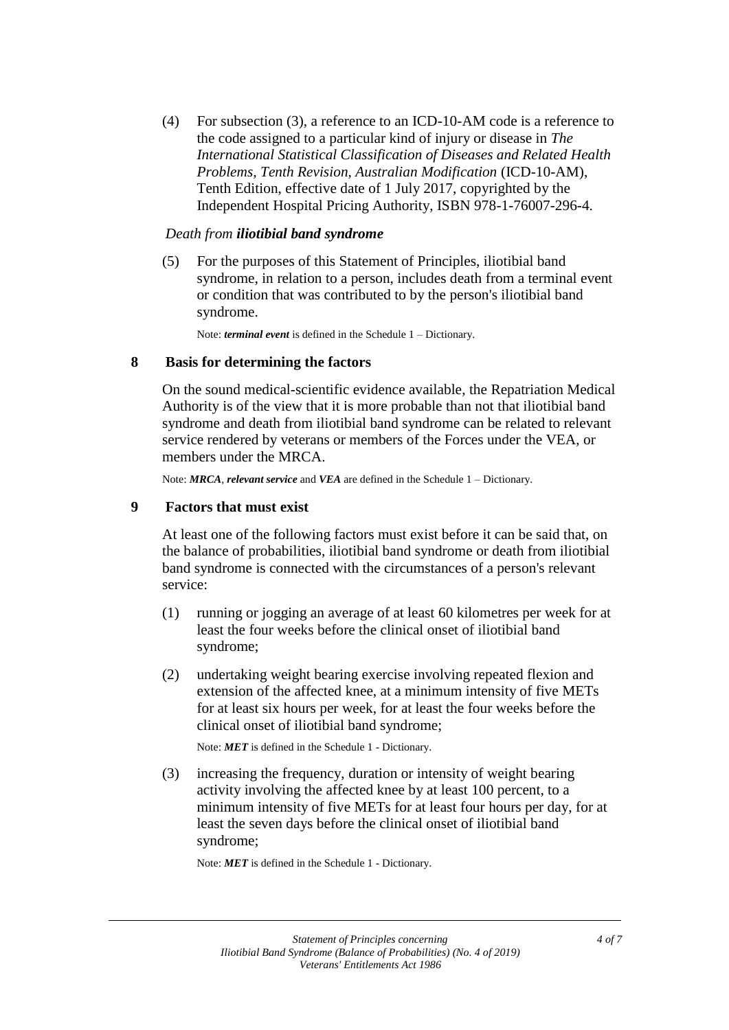(4) For subsection (3), a reference to an ICD-10-AM code is a reference to the code assigned to a particular kind of injury or disease in *The International Statistical Classification of Diseases and Related Health Problems, Tenth Revision, Australian Modification* (ICD-10-AM), Tenth Edition, effective date of 1 July 2017, copyrighted by the Independent Hospital Pricing Authority, ISBN 978-1-76007-296-4.

*Death from **iliotibial band syndrome***

(5) For the purposes of this Statement of Principles, iliotibial band syndrome, in relation to a person, includes death from a terminal event or condition that was contributed to by the person's iliotibial band syndrome.

Note: ***terminal event*** is defined in the Schedule 1 – Dictionary.

## 8 Basis for determining the factors

On the sound medical-scientific evidence available, the Repatriation Medical Authority is of the view that it is more probable than not that iliotibial band syndrome and death from iliotibial band syndrome can be related to relevant service rendered by veterans or members of the Forces under the VEA, or members under the MRCA.

Note: ***MRCA***, ***relevant service*** and ***VEA*** are defined in the Schedule 1 – Dictionary.

## 9 Factors that must exist

At least one of the following factors must exist before it can be said that, on the balance of probabilities, iliotibial band syndrome or death from iliotibial band syndrome is connected with the circumstances of a person's relevant service:

(1) running or jogging an average of at least 60 kilometres per week for at least the four weeks before the clinical onset of iliotibial band syndrome;

(2) undertaking weight bearing exercise involving repeated flexion and extension of the affected knee, at a minimum intensity of five METs for at least six hours per week, for at least the four weeks before the clinical onset of iliotibial band syndrome;

Note: ***MET*** is defined in the Schedule 1 - Dictionary.

(3) increasing the frequency, duration or intensity of weight bearing activity involving the affected knee by at least 100 percent, to a minimum intensity of five METs for at least four hours per day, for at least the seven days before the clinical onset of iliotibial band syndrome;

Note: ***MET*** is defined in the Schedule 1 - Dictionary.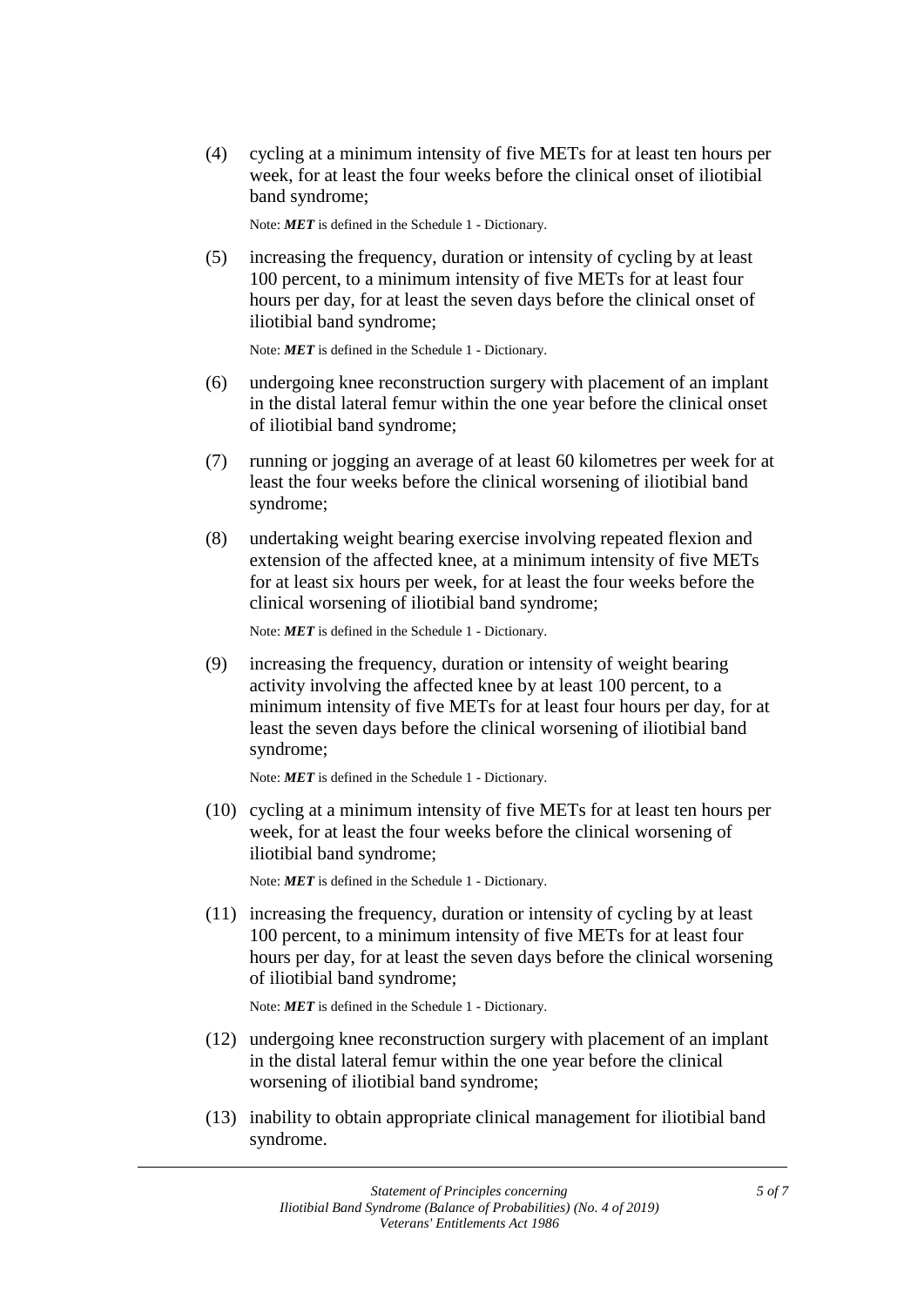(4) cycling at a minimum intensity of five METs for at least ten hours per week, for at least the four weeks before the clinical onset of iliotibial band syndrome;

Note: ***MET*** is defined in the Schedule 1 - Dictionary.

(5) increasing the frequency, duration or intensity of cycling by at least 100 percent, to a minimum intensity of five METs for at least four hours per day, for at least the seven days before the clinical onset of iliotibial band syndrome;

Note: ***MET*** is defined in the Schedule 1 - Dictionary.

(6) undergoing knee reconstruction surgery with placement of an implant in the distal lateral femur within the one year before the clinical onset of iliotibial band syndrome;

(7) running or jogging an average of at least 60 kilometres per week for at least the four weeks before the clinical worsening of iliotibial band syndrome;

(8) undertaking weight bearing exercise involving repeated flexion and extension of the affected knee, at a minimum intensity of five METs for at least six hours per week, for at least the four weeks before the clinical worsening of iliotibial band syndrome;

Note: ***MET*** is defined in the Schedule 1 - Dictionary.

(9) increasing the frequency, duration or intensity of weight bearing activity involving the affected knee by at least 100 percent, to a minimum intensity of five METs for at least four hours per day, for at least the seven days before the clinical worsening of iliotibial band syndrome;

Note: ***MET*** is defined in the Schedule 1 - Dictionary.

(10) cycling at a minimum intensity of five METs for at least ten hours per week, for at least the four weeks before the clinical worsening of iliotibial band syndrome;

Note: ***MET*** is defined in the Schedule 1 - Dictionary.

(11) increasing the frequency, duration or intensity of cycling by at least 100 percent, to a minimum intensity of five METs for at least four hours per day, for at least the seven days before the clinical worsening of iliotibial band syndrome;

Note: ***MET*** is defined in the Schedule 1 - Dictionary.

(12) undergoing knee reconstruction surgery with placement of an implant in the distal lateral femur within the one year before the clinical worsening of iliotibial band syndrome;

(13) inability to obtain appropriate clinical management for iliotibial band syndrome.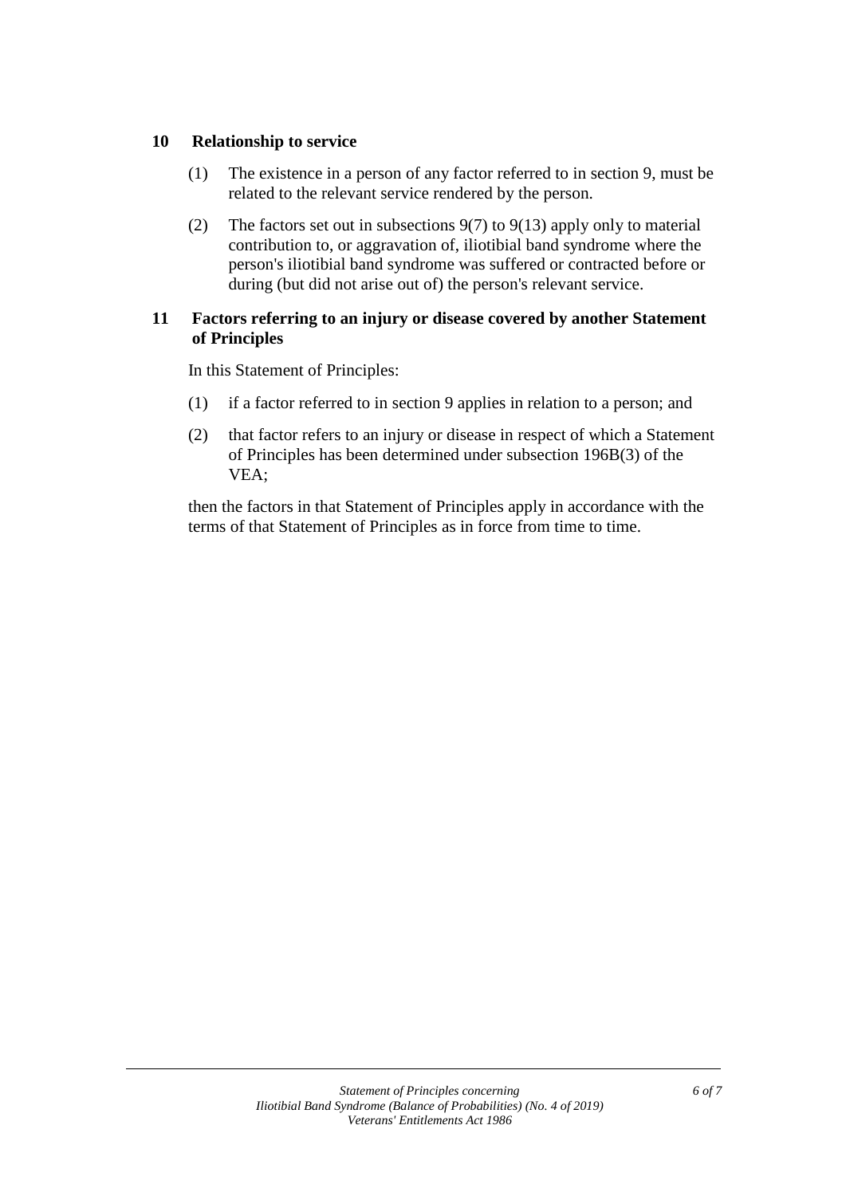## 10 Relationship to service

(1) The existence in a person of any factor referred to in section 9, must be related to the relevant service rendered by the person.

(2) The factors set out in subsections 9(7) to 9(13) apply only to material contribution to, or aggravation of, iliotibial band syndrome where the person's iliotibial band syndrome was suffered or contracted before or during (but did not arise out of) the person's relevant service.

## 11 Factors referring to an injury or disease covered by another Statement of Principles

In this Statement of Principles:

(1) if a factor referred to in section 9 applies in relation to a person; and

(2) that factor refers to an injury or disease in respect of which a Statement of Principles has been determined under subsection 196B(3) of the VEA;

then the factors in that Statement of Principles apply in accordance with the terms of that Statement of Principles as in force from time to time.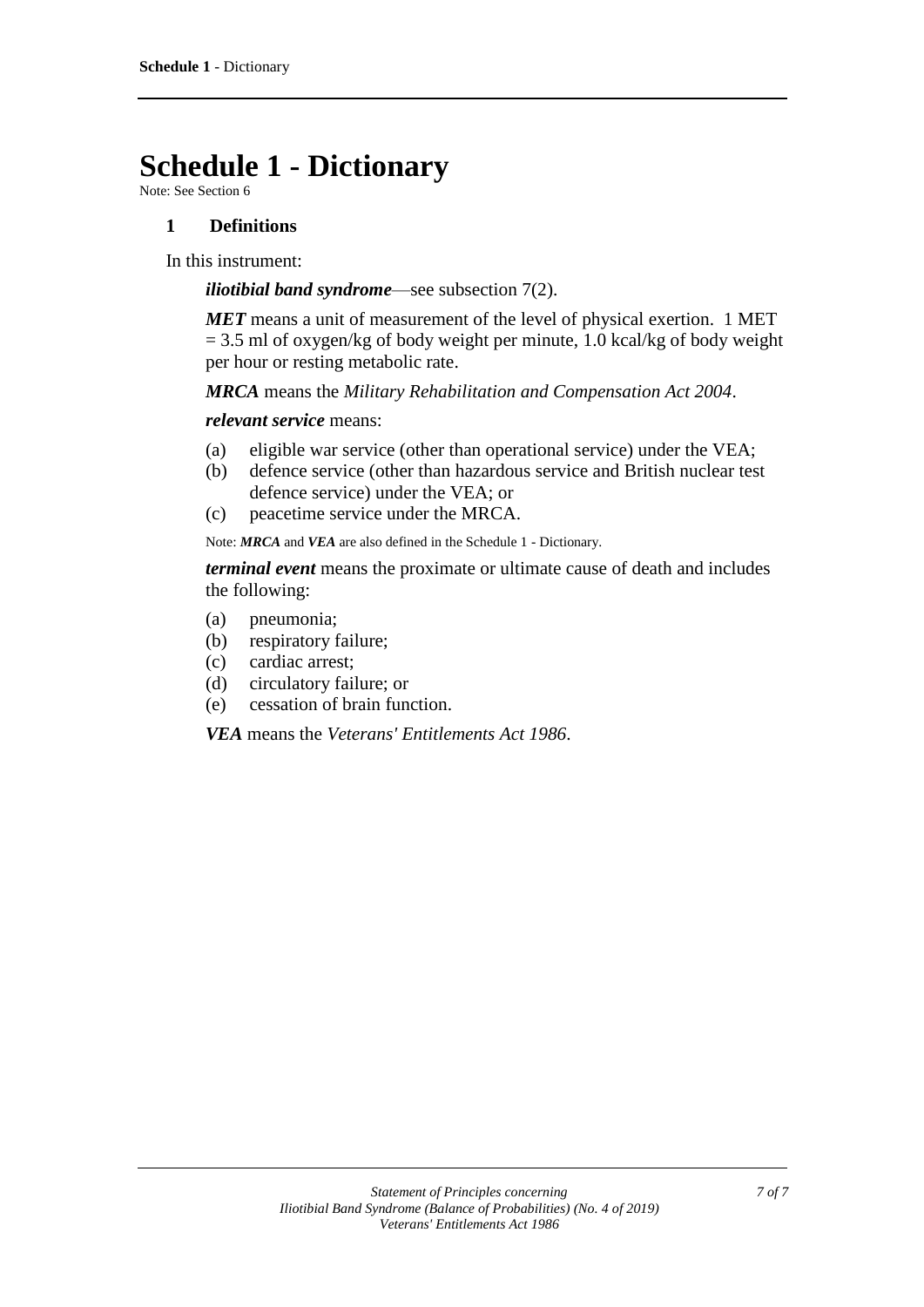# Schedule 1 - Dictionary

Note: See Section 6

## 1 Definitions

In this instrument:

***iliotibial band syndrome***—see subsection 7(2).

***MET*** means a unit of measurement of the level of physical exertion. 1 MET = 3.5 ml of oxygen/kg of body weight per minute, 1.0 kcal/kg of body weight per hour or resting metabolic rate.

***MRCA*** means the *Military Rehabilitation and Compensation Act 2004*.

***relevant service*** means:

(a) eligible war service (other than operational service) under the VEA;
(b) defence service (other than hazardous service and British nuclear test defence service) under the VEA; or
(c) peacetime service under the MRCA.

Note: ***MRCA*** and ***VEA*** are also defined in the Schedule 1 - Dictionary.

***terminal event*** means the proximate or ultimate cause of death and includes the following:

(a) pneumonia;
(b) respiratory failure;
(c) cardiac arrest;
(d) circulatory failure; or
(e) cessation of brain function.

***VEA*** means the *Veterans' Entitlements Act 1986*.